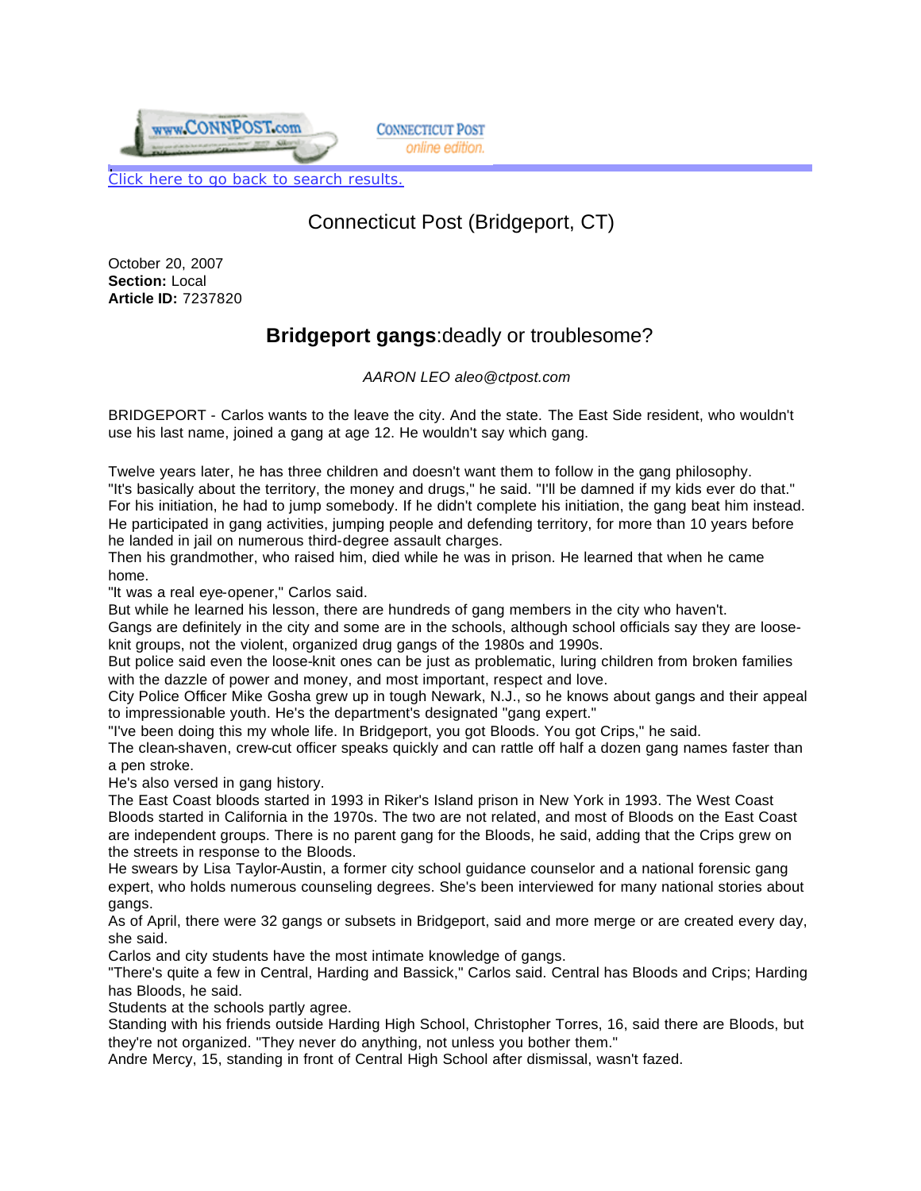Click here to go back to search results.

Connecticut Post (Bridgeport, CT)

October 20, 2007
**Section:** Local
**Article ID:** 7237820

# **Bridgeport gangs**:deadly or troublesome?

*AARON LEO aleo@ctpost.com*

BRIDGEPORT - Carlos wants to the leave the city. And the state. The East Side resident, who wouldn't use his last name, joined a gang at age 12. He wouldn't say which gang.

Twelve years later, he has three children and doesn't want them to follow in the gang philosophy.
"It's basically about the territory, the money and drugs," he said. "I'll be damned if my kids ever do that."
For his initiation, he had to jump somebody. If he didn't complete his initiation, the gang beat him instead.
He participated in gang activities, jumping people and defending territory, for more than 10 years before he landed in jail on numerous third-degree assault charges.
Then his grandmother, who raised him, died while he was in prison. He learned that when he came home.
"It was a real eye-opener," Carlos said.
But while he learned his lesson, there are hundreds of gang members in the city who haven't.
Gangs are definitely in the city and some are in the schools, although school officials say they are loose-knit groups, not the violent, organized drug gangs of the 1980s and 1990s.
But police said even the loose-knit ones can be just as problematic, luring children from broken families with the dazzle of power and money, and most important, respect and love.
City Police Officer Mike Gosha grew up in tough Newark, N.J., so he knows about gangs and their appeal to impressionable youth. He's the department's designated "gang expert."
"I've been doing this my whole life. In Bridgeport, you got Bloods. You got Crips," he said.
The clean-shaven, crew-cut officer speaks quickly and can rattle off half a dozen gang names faster than a pen stroke.
He's also versed in gang history.
The East Coast bloods started in 1993 in Riker's Island prison in New York in 1993. The West Coast Bloods started in California in the 1970s. The two are not related, and most of Bloods on the East Coast are independent groups. There is no parent gang for the Bloods, he said, adding that the Crips grew on the streets in response to the Bloods.
He swears by Lisa Taylor-Austin, a former city school guidance counselor and a national forensic gang expert, who holds numerous counseling degrees. She's been interviewed for many national stories about gangs.
As of April, there were 32 gangs or subsets in Bridgeport, said and more merge or are created every day, she said.
Carlos and city students have the most intimate knowledge of gangs.
"There's quite a few in Central, Harding and Bassick," Carlos said. Central has Bloods and Crips; Harding has Bloods, he said.
Students at the schools partly agree.
Standing with his friends outside Harding High School, Christopher Torres, 16, said there are Bloods, but they're not organized. "They never do anything, not unless you bother them."
Andre Mercy, 15, standing in front of Central High School after dismissal, wasn't fazed.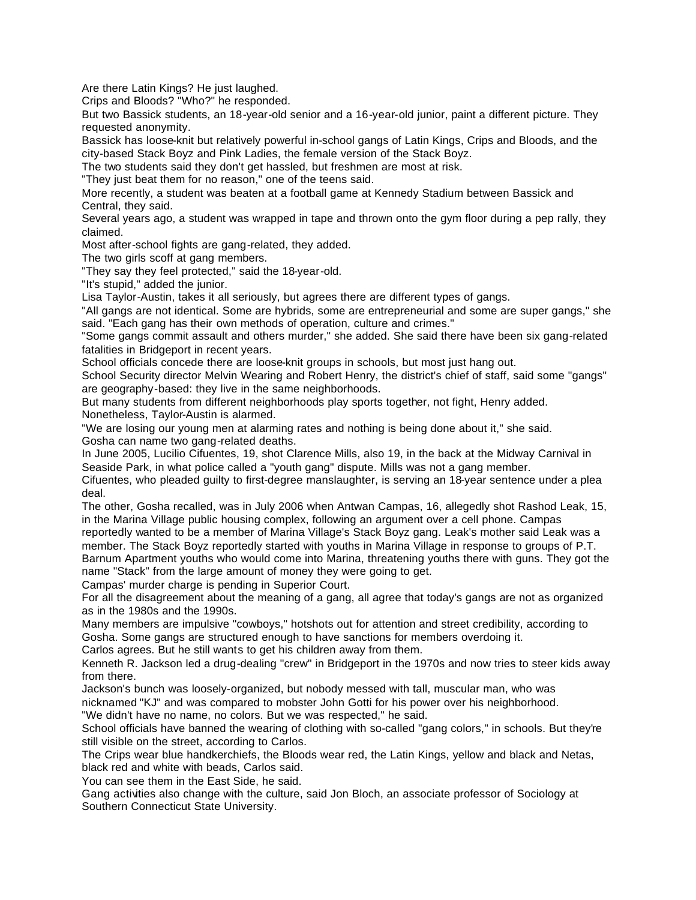Are there Latin Kings? He just laughed.

Crips and Bloods? "Who?" he responded.

But two Bassick students, an 18-year-old senior and a 16-year-old junior, paint a different picture. They requested anonymity.

Bassick has loose-knit but relatively powerful in-school gangs of Latin Kings, Crips and Bloods, and the city-based Stack Boyz and Pink Ladies, the female version of the Stack Boyz.

The two students said they don't get hassled, but freshmen are most at risk.

"They just beat them for no reason," one of the teens said.

More recently, a student was beaten at a football game at Kennedy Stadium between Bassick and Central, they said.

Several years ago, a student was wrapped in tape and thrown onto the gym floor during a pep rally, they claimed.

Most after-school fights are gang-related, they added.

The two girls scoff at gang members.

"They say they feel protected," said the 18-year-old.

"It's stupid," added the junior.

Lisa Taylor-Austin, takes it all seriously, but agrees there are different types of gangs.

"All gangs are not identical. Some are hybrids, some are entrepreneurial and some are super gangs," she said. "Each gang has their own methods of operation, culture and crimes."

"Some gangs commit assault and others murder," she added. She said there have been six gang-related fatalities in Bridgeport in recent years.

School officials concede there are loose-knit groups in schools, but most just hang out.

School Security director Melvin Wearing and Robert Henry, the district's chief of staff, said some "gangs" are geography-based: they live in the same neighborhoods.

But many students from different neighborhoods play sports together, not fight, Henry added.

Nonetheless, Taylor-Austin is alarmed.

"We are losing our young men at alarming rates and nothing is being done about it," she said.

Gosha can name two gang-related deaths.

In June 2005, Lucilio Cifuentes, 19, shot Clarence Mills, also 19, in the back at the Midway Carnival in Seaside Park, in what police called a "youth gang" dispute. Mills was not a gang member.

Cifuentes, who pleaded guilty to first-degree manslaughter, is serving an 18-year sentence under a plea deal.

The other, Gosha recalled, was in July 2006 when Antwan Campas, 16, allegedly shot Rashod Leak, 15, in the Marina Village public housing complex, following an argument over a cell phone. Campas reportedly wanted to be a member of Marina Village's Stack Boyz gang. Leak's mother said Leak was a member. The Stack Boyz reportedly started with youths in Marina Village in response to groups of P.T. Barnum Apartment youths who would come into Marina, threatening youths there with guns. They got the name "Stack" from the large amount of money they were going to get.

Campas' murder charge is pending in Superior Court.

For all the disagreement about the meaning of a gang, all agree that today's gangs are not as organized as in the 1980s and the 1990s.

Many members are impulsive "cowboys," hotshots out for attention and street credibility, according to Gosha. Some gangs are structured enough to have sanctions for members overdoing it.

Carlos agrees. But he still wants to get his children away from them.

Kenneth R. Jackson led a drug-dealing "crew" in Bridgeport in the 1970s and now tries to steer kids away from there.

Jackson's bunch was loosely-organized, but nobody messed with tall, muscular man, who was nicknamed "KJ" and was compared to mobster John Gotti for his power over his neighborhood.

"We didn't have no name, no colors. But we was respected," he said.

School officials have banned the wearing of clothing with so-called "gang colors," in schools. But they're still visible on the street, according to Carlos.

The Crips wear blue handkerchiefs, the Bloods wear red, the Latin Kings, yellow and black and Netas, black red and white with beads, Carlos said.

You can see them in the East Side, he said.

Gang activities also change with the culture, said Jon Bloch, an associate professor of Sociology at Southern Connecticut State University.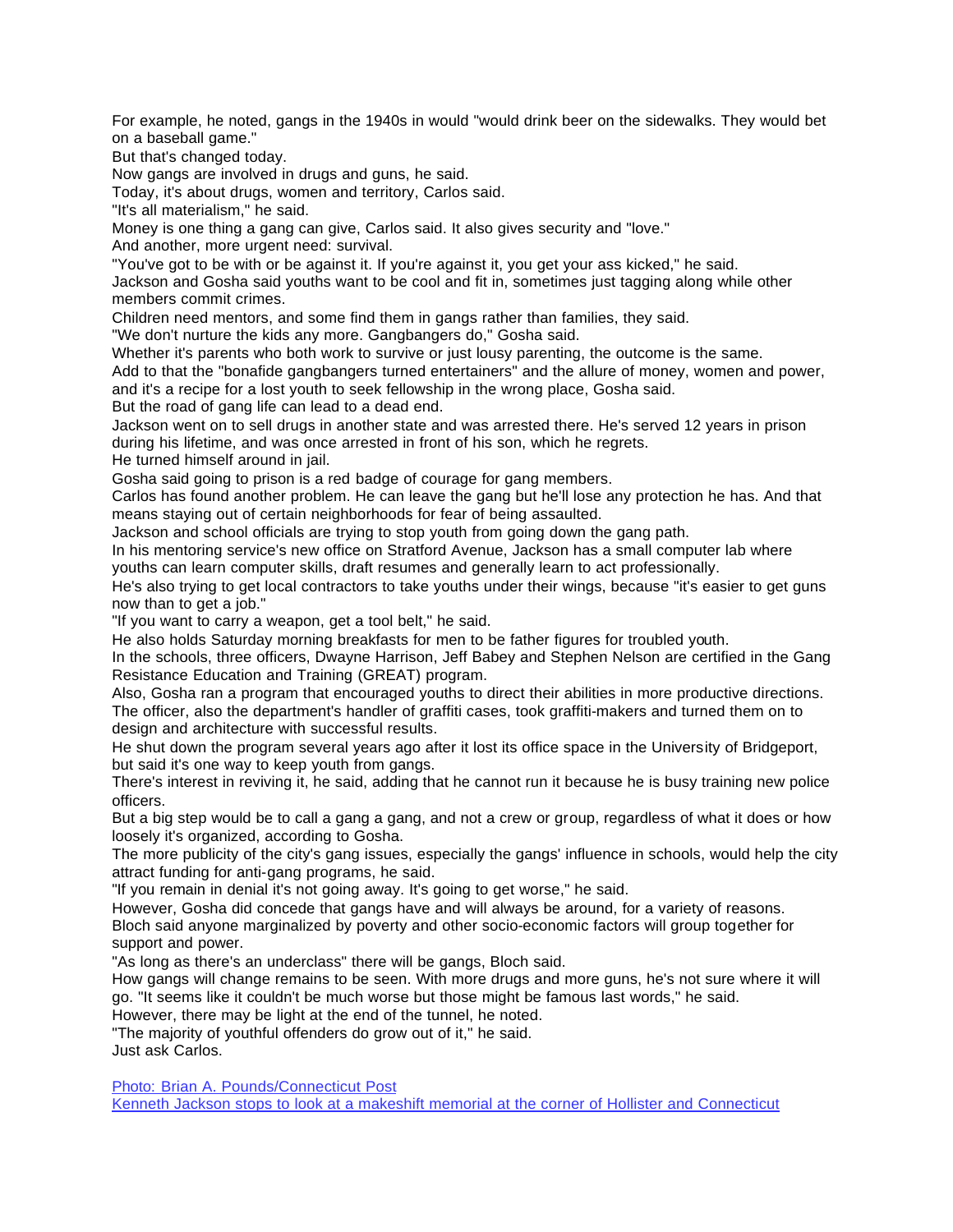For example, he noted, gangs in the 1940s in would "would drink beer on the sidewalks. They would bet on a baseball game."

But that's changed today.

Now gangs are involved in drugs and guns, he said.

Today, it's about drugs, women and territory, Carlos said.

"It's all materialism," he said.

Money is one thing a gang can give, Carlos said. It also gives security and "love."

And another, more urgent need: survival.

"You've got to be with or be against it. If you're against it, you get your ass kicked," he said.

Jackson and Gosha said youths want to be cool and fit in, sometimes just tagging along while other members commit crimes.

Children need mentors, and some find them in gangs rather than families, they said.

"We don't nurture the kids any more. Gangbangers do," Gosha said.

Whether it's parents who both work to survive or just lousy parenting, the outcome is the same.

Add to that the "bonafide gangbangers turned entertainers" and the allure of money, women and power, and it's a recipe for a lost youth to seek fellowship in the wrong place, Gosha said.

But the road of gang life can lead to a dead end.

Jackson went on to sell drugs in another state and was arrested there. He's served 12 years in prison during his lifetime, and was once arrested in front of his son, which he regrets.

He turned himself around in jail.

Gosha said going to prison is a red badge of courage for gang members.

Carlos has found another problem. He can leave the gang but he'll lose any protection he has. And that means staying out of certain neighborhoods for fear of being assaulted.

Jackson and school officials are trying to stop youth from going down the gang path.

In his mentoring service's new office on Stratford Avenue, Jackson has a small computer lab where youths can learn computer skills, draft resumes and generally learn to act professionally.

He's also trying to get local contractors to take youths under their wings, because "it's easier to get guns now than to get a job."

"If you want to carry a weapon, get a tool belt," he said.

He also holds Saturday morning breakfasts for men to be father figures for troubled youth.

In the schools, three officers, Dwayne Harrison, Jeff Babey and Stephen Nelson are certified in the Gang Resistance Education and Training (GREAT) program.

Also, Gosha ran a program that encouraged youths to direct their abilities in more productive directions. The officer, also the department's handler of graffiti cases, took graffiti-makers and turned them on to design and architecture with successful results.

He shut down the program several years ago after it lost its office space in the University of Bridgeport, but said it's one way to keep youth from gangs.

There's interest in reviving it, he said, adding that he cannot run it because he is busy training new police officers.

But a big step would be to call a gang a gang, and not a crew or group, regardless of what it does or how loosely it's organized, according to Gosha.

The more publicity of the city's gang issues, especially the gangs' influence in schools, would help the city attract funding for anti-gang programs, he said.

"If you remain in denial it's not going away. It's going to get worse," he said.

However, Gosha did concede that gangs have and will always be around, for a variety of reasons.

Bloch said anyone marginalized by poverty and other socio-economic factors will group together for support and power.

"As long as there's an underclass" there will be gangs, Bloch said.

How gangs will change remains to be seen. With more drugs and more guns, he's not sure where it will go. "It seems like it couldn't be much worse but those might be famous last words," he said.

However, there may be light at the end of the tunnel, he noted.

"The majority of youthful offenders do grow out of it," he said.

Just ask Carlos.

Photo: Brian A. Pounds/Connecticut Post

Kenneth Jackson stops to look at a makeshift memorial at the corner of Hollister and Connecticut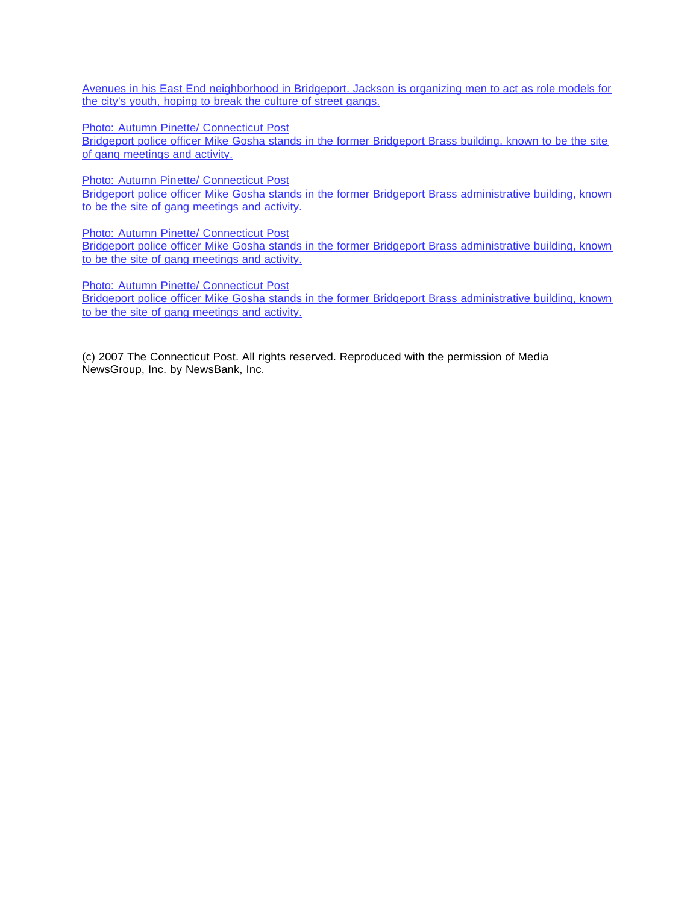Avenues in his East End neighborhood in Bridgeport. Jackson is organizing men to act as role models for the city's youth, hoping to break the culture of street gangs.

Photo: Autumn Pinette/ Connecticut Post
Bridgeport police officer Mike Gosha stands in the former Bridgeport Brass building, known to be the site of gang meetings and activity.

Photo: Autumn Pinette/ Connecticut Post
Bridgeport police officer Mike Gosha stands in the former Bridgeport Brass administrative building, known to be the site of gang meetings and activity.

Photo: Autumn Pinette/ Connecticut Post
Bridgeport police officer Mike Gosha stands in the former Bridgeport Brass administrative building, known to be the site of gang meetings and activity.

Photo: Autumn Pinette/ Connecticut Post
Bridgeport police officer Mike Gosha stands in the former Bridgeport Brass administrative building, known to be the site of gang meetings and activity.

(c) 2007 The Connecticut Post. All rights reserved. Reproduced with the permission of Media NewsGroup, Inc. by NewsBank, Inc.